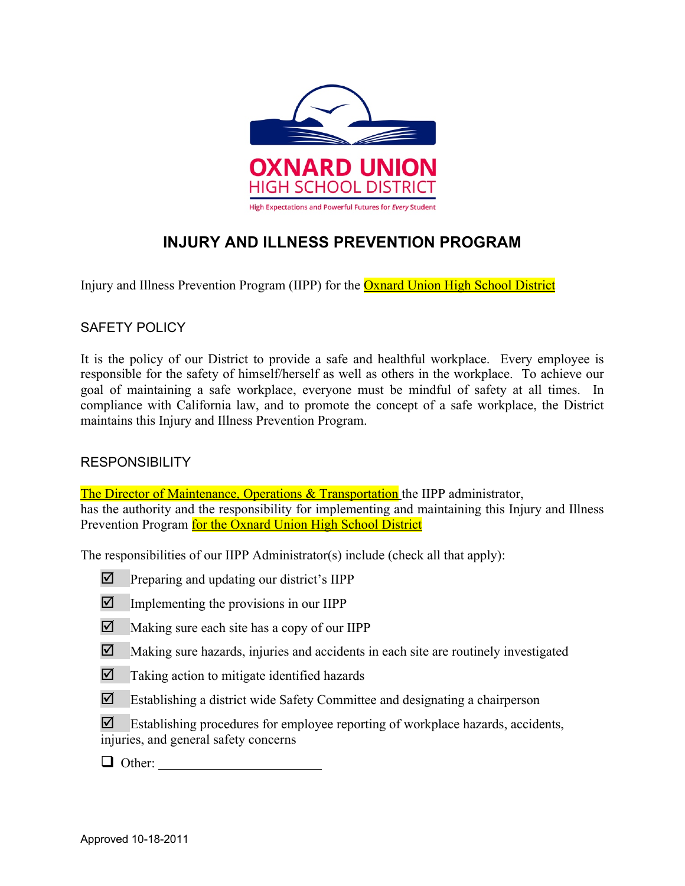OXNARD UNION HIGH SCHOOL DISTRICT

High Expectations and Powerful Futures for *Every* Student

# INJURY AND ILLNESS PREVENTION PROGRAM

Injury and Illness Prevention Program (IIPP) for the Oxnard Union High School District

## SAFETY POLICY

It is the policy of our District to provide a safe and healthful workplace. Every employee is responsible for the safety of himself/herself as well as others in the workplace. To achieve our goal of maintaining a safe workplace, everyone must be mindful of safety at all times. In compliance with California law, and to promote the concept of a safe workplace, the District maintains this Injury and Illness Prevention Program.

## RESPONSIBILITY

The Director of Maintenance, Operations & Transportation the IIPP administrator, has the authority and the responsibility for implementing and maintaining this Injury and Illness Prevention Program for the Oxnard Union High School District

The responsibilities of our IIPP Administrator(s) include (check all that apply):

- ☑ Preparing and updating our district's IIPP
- ☑ Implementing the provisions in our IIPP
- ☑ Making sure each site has a copy of our IIPP
- ☑ Making sure hazards, injuries and accidents in each site are routinely investigated
- ☑ Taking action to mitigate identified hazards
- ☑ Establishing a district wide Safety Committee and designating a chairperson
- ☑ Establishing procedures for employee reporting of workplace hazards, accidents, injuries, and general safety concerns
- ☐ Other: ________________________

Approved 10-18-2011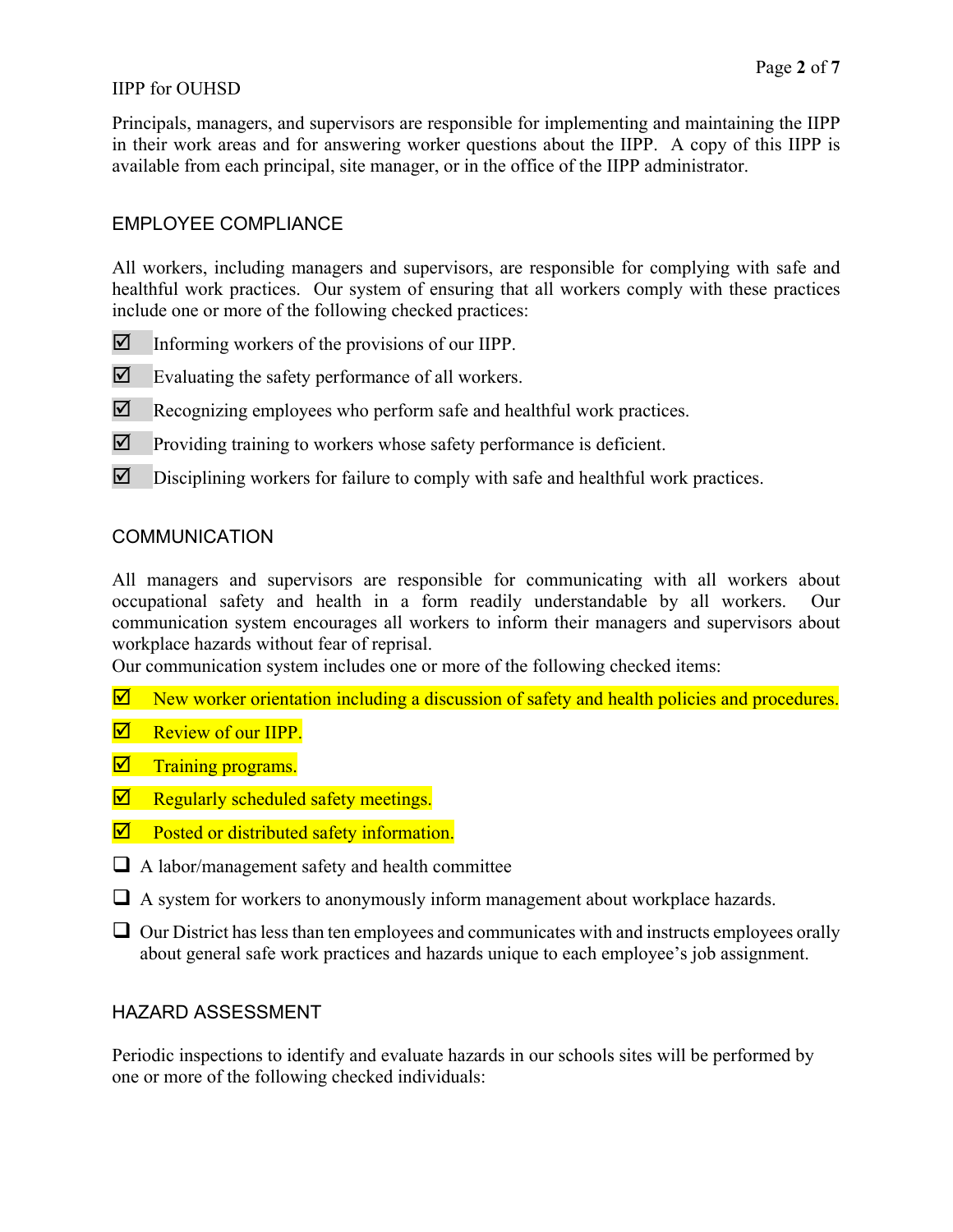IIPP for OUHSD

Principals, managers, and supervisors are responsible for implementing and maintaining the IIPP in their work areas and for answering worker questions about the IIPP. A copy of this IIPP is available from each principal, site manager, or in the office of the IIPP administrator.

## EMPLOYEE COMPLIANCE

All workers, including managers and supervisors, are responsible for complying with safe and healthful work practices. Our system of ensuring that all workers comply with these practices include one or more of the following checked practices:

- ☑ Informing workers of the provisions of our IIPP.
- ☑ Evaluating the safety performance of all workers.
- ☑ Recognizing employees who perform safe and healthful work practices.
- ☑ Providing training to workers whose safety performance is deficient.
- ☑ Disciplining workers for failure to comply with safe and healthful work practices.

## COMMUNICATION

All managers and supervisors are responsible for communicating with all workers about occupational safety and health in a form readily understandable by all workers. Our communication system encourages all workers to inform their managers and supervisors about workplace hazards without fear of reprisal.
Our communication system includes one or more of the following checked items:

- ☑ New worker orientation including a discussion of safety and health policies and procedures.
- ☑ Review of our IIPP.
- ☑ Training programs.
- ☑ Regularly scheduled safety meetings.
- ☑ Posted or distributed safety information.
- ☐ A labor/management safety and health committee
- ☐ A system for workers to anonymously inform management about workplace hazards.
- ☐ Our District has less than ten employees and communicates with and instructs employees orally about general safe work practices and hazards unique to each employee's job assignment.

## HAZARD ASSESSMENT

Periodic inspections to identify and evaluate hazards in our schools sites will be performed by one or more of the following checked individuals: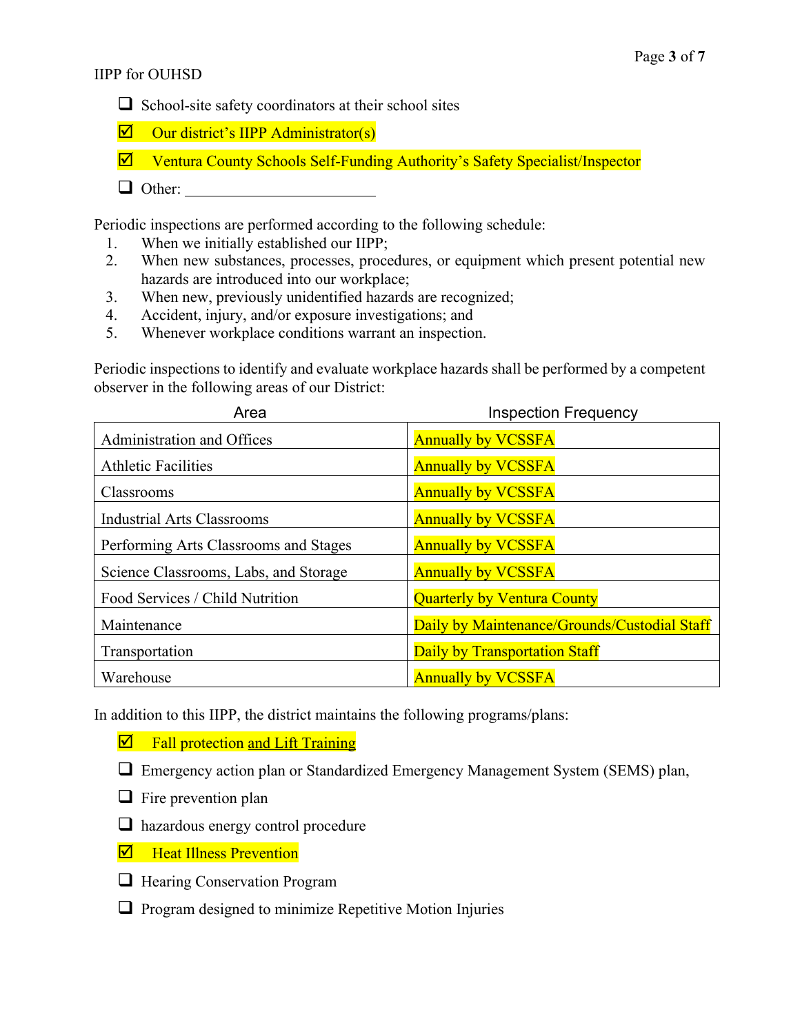- ☐ School-site safety coordinators at their school sites
- ☑ Our district's IIPP Administrator(s)
- ☑ Ventura County Schools Self-Funding Authority's Safety Specialist/Inspector
- ☐ Other: ______________________

Periodic inspections are performed according to the following schedule:

1. When we initially established our IIPP;
2. When new substances, processes, procedures, or equipment which present potential new hazards are introduced into our workplace;
3. When new, previously unidentified hazards are recognized;
4. Accident, injury, and/or exposure investigations; and
5. Whenever workplace conditions warrant an inspection.

Periodic inspections to identify and evaluate workplace hazards shall be performed by a competent observer in the following areas of our District:

| Area | Inspection Frequency |
|---|---|
| Administration and Offices | Annually by VCSSFA |
| Athletic Facilities | Annually by VCSSFA |
| Classrooms | Annually by VCSSFA |
| Industrial Arts Classrooms | Annually by VCSSFA |
| Performing Arts Classrooms and Stages | Annually by VCSSFA |
| Science Classrooms, Labs, and Storage | Annually by VCSSFA |
| Food Services / Child Nutrition | Quarterly by Ventura County |
| Maintenance | Daily by Maintenance/Grounds/Custodial Staff |
| Transportation | Daily by Transportation Staff |
| Warehouse | Annually by VCSSFA |

In addition to this IIPP, the district maintains the following programs/plans:

- ☑ Fall protection and Lift Training
- ☐ Emergency action plan or Standardized Emergency Management System (SEMS) plan,
- ☐ Fire prevention plan
- ☐ hazardous energy control procedure
- ☑ Heat Illness Prevention
- ☐ Hearing Conservation Program
- ☐ Program designed to minimize Repetitive Motion Injuries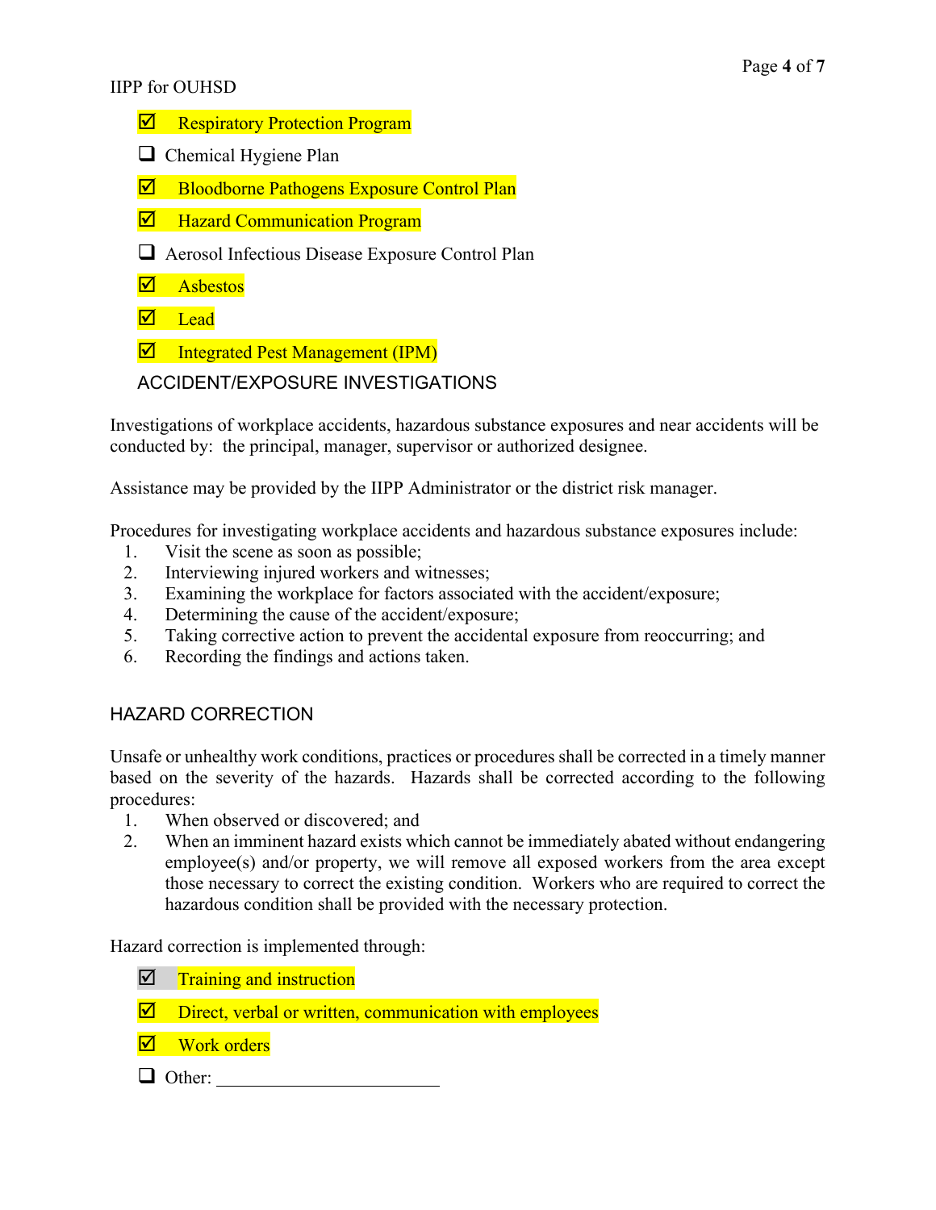- ☑ Respiratory Protection Program
- ☐ Chemical Hygiene Plan
- ☑ Bloodborne Pathogens Exposure Control Plan
- ☑ Hazard Communication Program
- ☐ Aerosol Infectious Disease Exposure Control Plan
- ☑ Asbestos
- ☑ Lead
- ☑ Integrated Pest Management (IPM)

## ACCIDENT/EXPOSURE INVESTIGATIONS

Investigations of workplace accidents, hazardous substance exposures and near accidents will be conducted by: the principal, manager, supervisor or authorized designee.

Assistance may be provided by the IIPP Administrator or the district risk manager.

Procedures for investigating workplace accidents and hazardous substance exposures include:

1. Visit the scene as soon as possible;
2. Interviewing injured workers and witnesses;
3. Examining the workplace for factors associated with the accident/exposure;
4. Determining the cause of the accident/exposure;
5. Taking corrective action to prevent the accidental exposure from reoccurring; and
6. Recording the findings and actions taken.

## HAZARD CORRECTION

Unsafe or unhealthy work conditions, practices or procedures shall be corrected in a timely manner based on the severity of the hazards. Hazards shall be corrected according to the following procedures:

1. When observed or discovered; and
2. When an imminent hazard exists which cannot be immediately abated without endangering employee(s) and/or property, we will remove all exposed workers from the area except those necessary to correct the existing condition. Workers who are required to correct the hazardous condition shall be provided with the necessary protection.

Hazard correction is implemented through:

- ☑ Training and instruction
- ☑ Direct, verbal or written, communication with employees
- ☑ Work orders
- ☐ Other: ________________________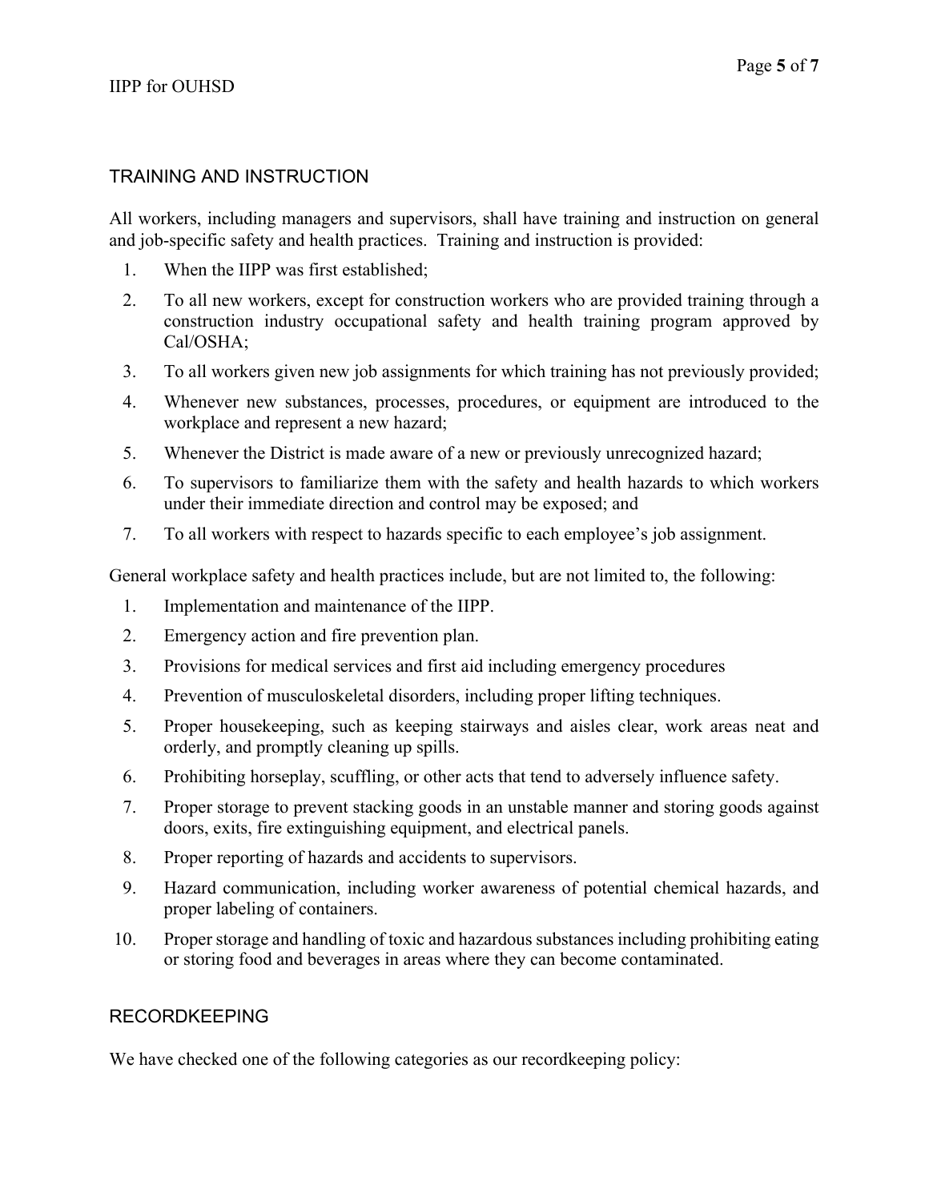## TRAINING AND INSTRUCTION

All workers, including managers and supervisors, shall have training and instruction on general and job-specific safety and health practices. Training and instruction is provided:

1. When the IIPP was first established;
2. To all new workers, except for construction workers who are provided training through a construction industry occupational safety and health training program approved by Cal/OSHA;
3. To all workers given new job assignments for which training has not previously provided;
4. Whenever new substances, processes, procedures, or equipment are introduced to the workplace and represent a new hazard;
5. Whenever the District is made aware of a new or previously unrecognized hazard;
6. To supervisors to familiarize them with the safety and health hazards to which workers under their immediate direction and control may be exposed; and
7. To all workers with respect to hazards specific to each employee's job assignment.

General workplace safety and health practices include, but are not limited to, the following:

1. Implementation and maintenance of the IIPP.
2. Emergency action and fire prevention plan.
3. Provisions for medical services and first aid including emergency procedures
4. Prevention of musculoskeletal disorders, including proper lifting techniques.
5. Proper housekeeping, such as keeping stairways and aisles clear, work areas neat and orderly, and promptly cleaning up spills.
6. Prohibiting horseplay, scuffling, or other acts that tend to adversely influence safety.
7. Proper storage to prevent stacking goods in an unstable manner and storing goods against doors, exits, fire extinguishing equipment, and electrical panels.
8. Proper reporting of hazards and accidents to supervisors.
9. Hazard communication, including worker awareness of potential chemical hazards, and proper labeling of containers.
10. Proper storage and handling of toxic and hazardous substances including prohibiting eating or storing food and beverages in areas where they can become contaminated.

## RECORDKEEPING

We have checked one of the following categories as our recordkeeping policy: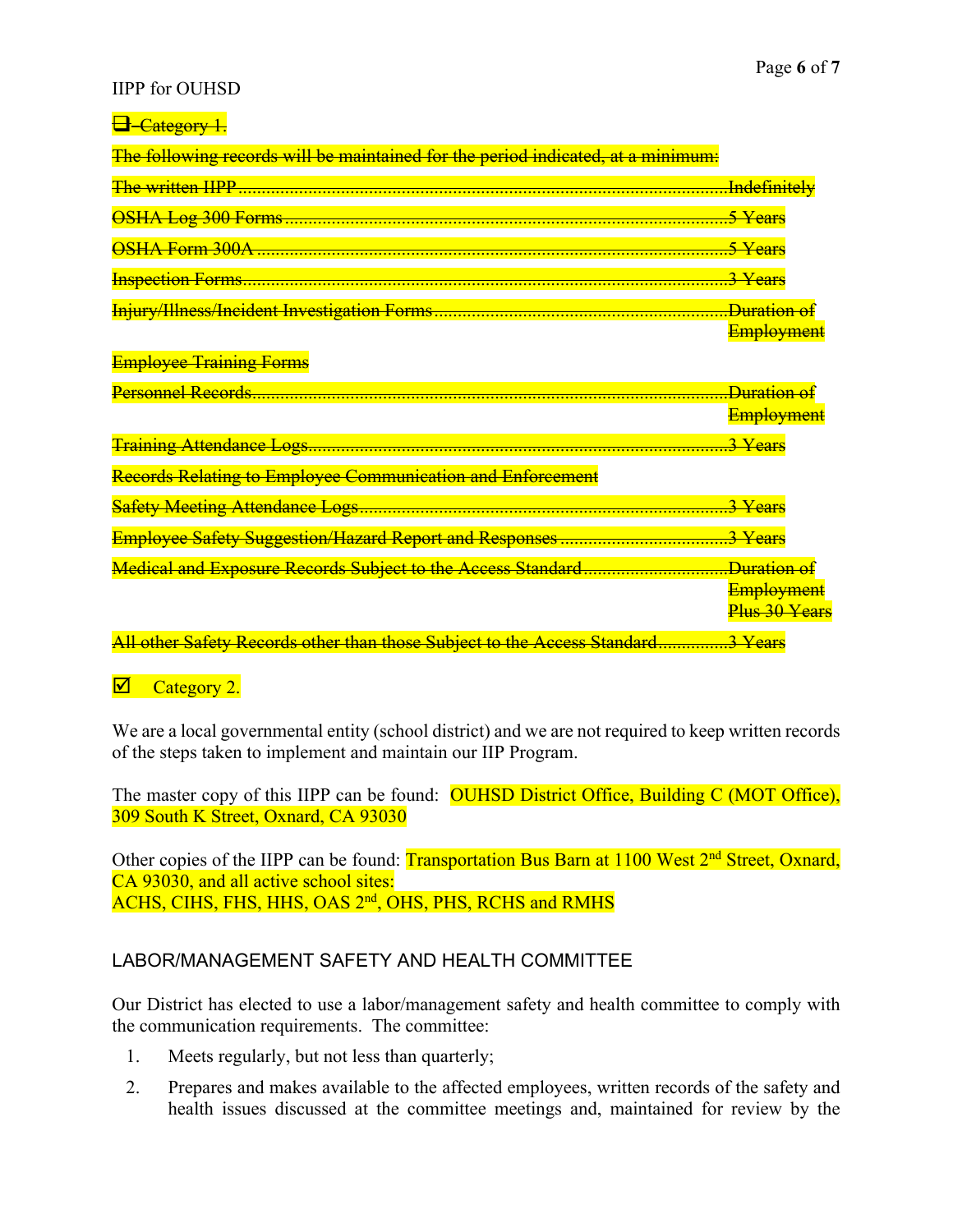~~☐ Category 1.~~

~~The following records will be maintained for the period indicated, at a minimum:~~

~~The written IIPP........................................................................................................Indefinitely~~

~~OSHA Log 300 Forms................................................................................................5 Years~~

~~OSHA Form 300A .....................................................................................................5 Years~~

~~Inspection Forms.........................................................................................................3 Years~~

~~Injury/Illness/Incident Investigation Forms...............................................................Duration of Employment~~

~~Employee Training Forms~~

~~Personnel Records......................................................................................................Duration of Employment~~

~~Training Attendance Logs..........................................................................................3 Years~~

~~Records Relating to Employee Communication and Enforcement~~

~~Safety Meeting Attendance Logs...............................................................................3 Years~~

~~Employee Safety Suggestion/Hazard Report and Responses ....................................3 Years~~

~~Medical and Exposure Records Subject to the Access Standard...............................Duration of Employment Plus 30 Years~~

~~All other Safety Records other than those Subject to the Access Standard...............3 Years~~

☑ Category 2.

We are a local governmental entity (school district) and we are not required to keep written records of the steps taken to implement and maintain our IIP Program.

The master copy of this IIPP can be found: OUHSD District Office, Building C (MOT Office), 309 South K Street, Oxnard, CA 93030

Other copies of the IIPP can be found: Transportation Bus Barn at 1100 West 2nd Street, Oxnard, CA 93030, and all active school sites:
ACHS, CIHS, FHS, HHS, OAS 2nd, OHS, PHS, RCHS and RMHS

## LABOR/MANAGEMENT SAFETY AND HEALTH COMMITTEE

Our District has elected to use a labor/management safety and health committee to comply with the communication requirements. The committee:

1. Meets regularly, but not less than quarterly;
2. Prepares and makes available to the affected employees, written records of the safety and health issues discussed at the committee meetings and, maintained for review by the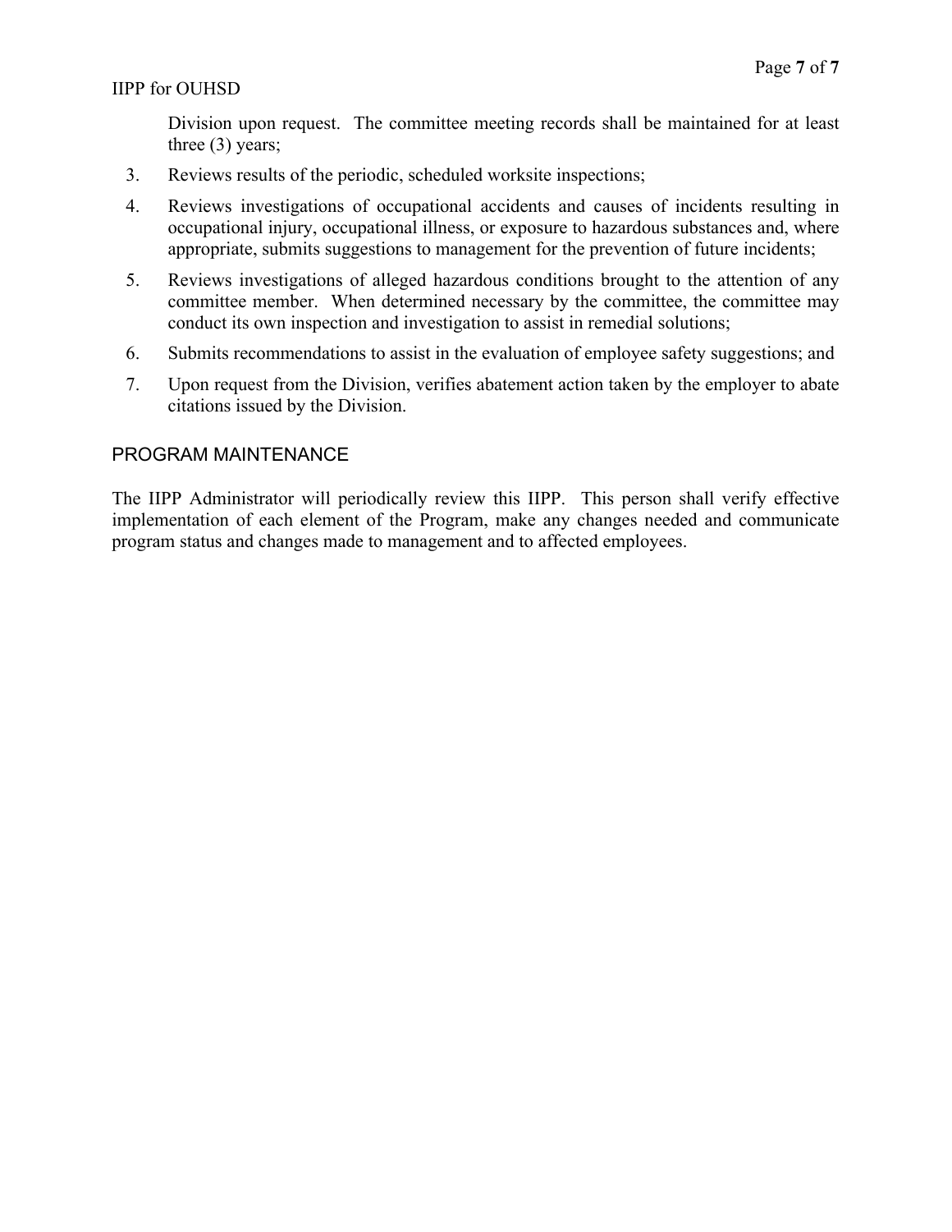Division upon request. The committee meeting records shall be maintained for at least three (3) years;

3. Reviews results of the periodic, scheduled worksite inspections;
4. Reviews investigations of occupational accidents and causes of incidents resulting in occupational injury, occupational illness, or exposure to hazardous substances and, where appropriate, submits suggestions to management for the prevention of future incidents;
5. Reviews investigations of alleged hazardous conditions brought to the attention of any committee member. When determined necessary by the committee, the committee may conduct its own inspection and investigation to assist in remedial solutions;
6. Submits recommendations to assist in the evaluation of employee safety suggestions; and
7. Upon request from the Division, verifies abatement action taken by the employer to abate citations issued by the Division.

## PROGRAM MAINTENANCE

The IIPP Administrator will periodically review this IIPP. This person shall verify effective implementation of each element of the Program, make any changes needed and communicate program status and changes made to management and to affected employees.